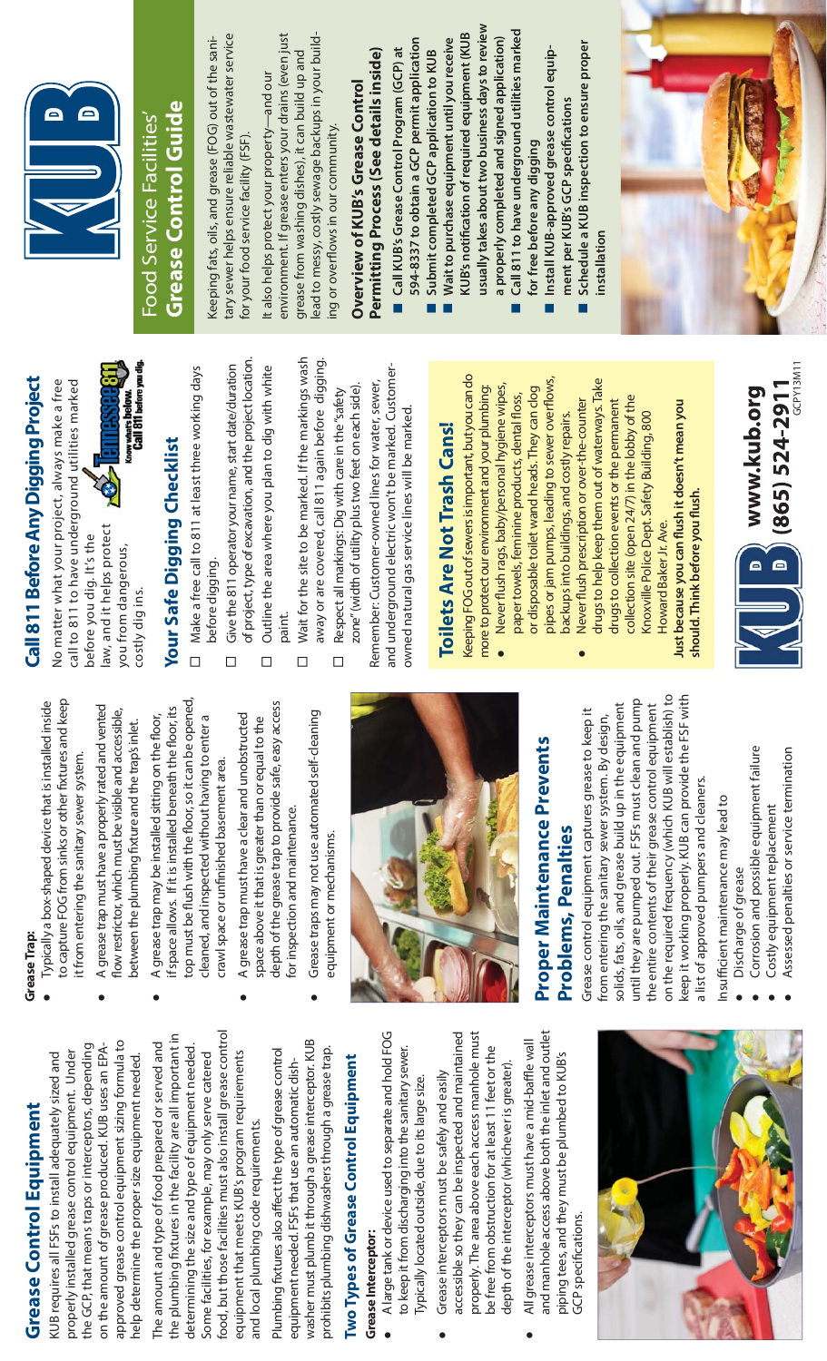# Grease Control Equipment

KUB requires all FSFs to install adequately sized and properly installed grease control equipment. Under the GCP, that means traps or interceptors, depending on the amount of grease produced. KUB uses an EPA-approved grease control equipment sizing formula to help determine the proper size equipment needed.

The amount and type of food prepared or served and the plumbing fixtures in the facility are all important in determining the size and type of equipment needed. Some facilities, for example, may only serve catered food, but those facilities must also install grease control equipment that meets KUB's program requirements and local plumbing code requirements.

Plumbing fixtures also affect the type of grease control equipment needed. FSFs that use an automatic dishwasher must plumb it through a grease interceptor. KUB prohibits plumbing dishwashers through a grease trap.

## Two Types of Grease Control Equipment

**Grease Interceptor:**

- A large tank or device used to separate and hold FOG to keep it from discharging into the sanitary sewer. Typically located outside, due to its large size.
- Grease interceptors must be safely and easily accessible so they can be inspected and maintained properly. The area above each access manhole must be free from obstruction for at least 11 feet or the depth of the interceptor (whichever is greater).
- All grease interceptors must have a mid-baffle wall and manhole access above both the inlet and outlet piping tees, and they must be plumbed to KUB's GCP specifications.

**Grease Trap:**

- Typically a box-shaped device that is installed inside to capture FOG from sinks or other fixtures and keep it from entering the sanitary sewer system.
- A grease trap must have a properly rated and vented flow restrictor, which must be visible and accessible, between the plumbing fixture and the trap's inlet.
- A grease trap may be installed sitting on the floor, if space allows. If it is installed beneath the floor, its top must be flush with the floor, so it can be opened, cleaned, and inspected without having to enter a crawl space or unfinished basement area.
- A grease trap must have a clear and unobstructed space above it that is greater than or equal to the depth of the grease trap to provide safe, easy access for inspection and maintenance.
- Grease traps may not use automated self-cleaning equipment or mechanisms.

## Proper Maintenance Prevents Problems, Penalties

Grease control equipment captures grease to keep it from entering the sanitary sewer system. By design, solids, fats, oils, and grease build up in the equipment until they are pumped out. FSFs must clean and pump the entire contents of their grease control equipment on the required frequency (which KUB will establish) to keep it working properly. KUB can provide the FSF with a list of approved pumpers and cleaners.

Insufficient maintenance may lead to

- Discharge of grease
- Corrosion and possible equipment failure
- Costly equipment replacement
- Assessed penalties or service termination

## Call 811 Before Any Digging Project

No matter what your project, always make a free call to 811 to have underground utilities marked before you dig. It's the law, and it helps protect you from dangerous, costly dig ins.

Tennessee 811 — Know what's below. Call 811 before you dig.

## Your Safe Digging Checklist

- ☐ Make a free call to 811 at least three working days before digging.
- ☐ Give the 811 operator your name, start date/duration of project, type of excavation, and the project location.
- ☐ Outline the area where you plan to dig with white paint.
- ☐ Wait for the site to be marked. If the markings wash away or are covered, call 811 again before digging.
- ☐ Respect all markings: Dig with care in the "safety zone" (width of utility plus two feet on each side).

Remember: Customer-owned lines for water, sewer, and underground electric won't be marked. Customer-owned natural gas service lines will be marked.

## Toilets Are Not Trash Cans!

Keeping FOG out of sewers is important, but you can do more to protect our environment and your plumbing:

- Never flush rags, baby/personal hygiene wipes, paper towels, feminine products, dental floss, or disposable toilet wand heads. They can clog pipes or jam pumps, leading to sewer overflows, backups into buildings, and costly repairs.
- Never flush prescription or over-the-counter drugs to help keep them out of waterways. Take drugs to collection events or the permanent collection site (open 24/7) in the lobby of the Knoxville Police Dept. Safety Building, 800 Howard Baker Jr. Ave.

**Just because you can flush it doesn't mean you should. Think before you flush.**

KUB

**www.kub.org**

**(865) 524-2911**

GCP1Y13M11

KUB

# Food Service Facilities' Grease Control Guide

Keeping fats, oils, and grease (FOG) out of the sanitary sewer helps ensure reliable wastewater service for your food service facility (FSF).

It also helps protect your property—and our environment. If grease enters your drains (even just grease from washing dishes), it can build up and lead to messy, costly sewage backups in your building or overflows in our community.

## Overview of KUB's Grease Control Permitting Process (See details inside)

- **Call KUB's Grease Control Program (GCP) at 594-8337 to obtain a GCP permit application**
- **Submit completed GCP application to KUB**
- **Wait to purchase equipment until you receive KUB's notification of required equipment (KUB usually takes about two business days to review a properly completed and signed application)**
- **Call 811 to have underground utilities marked for free before any digging**
- **Install KUB-approved grease control equipment per KUB's GCP specifications**
- **Schedule a KUB inspection to ensure proper installation**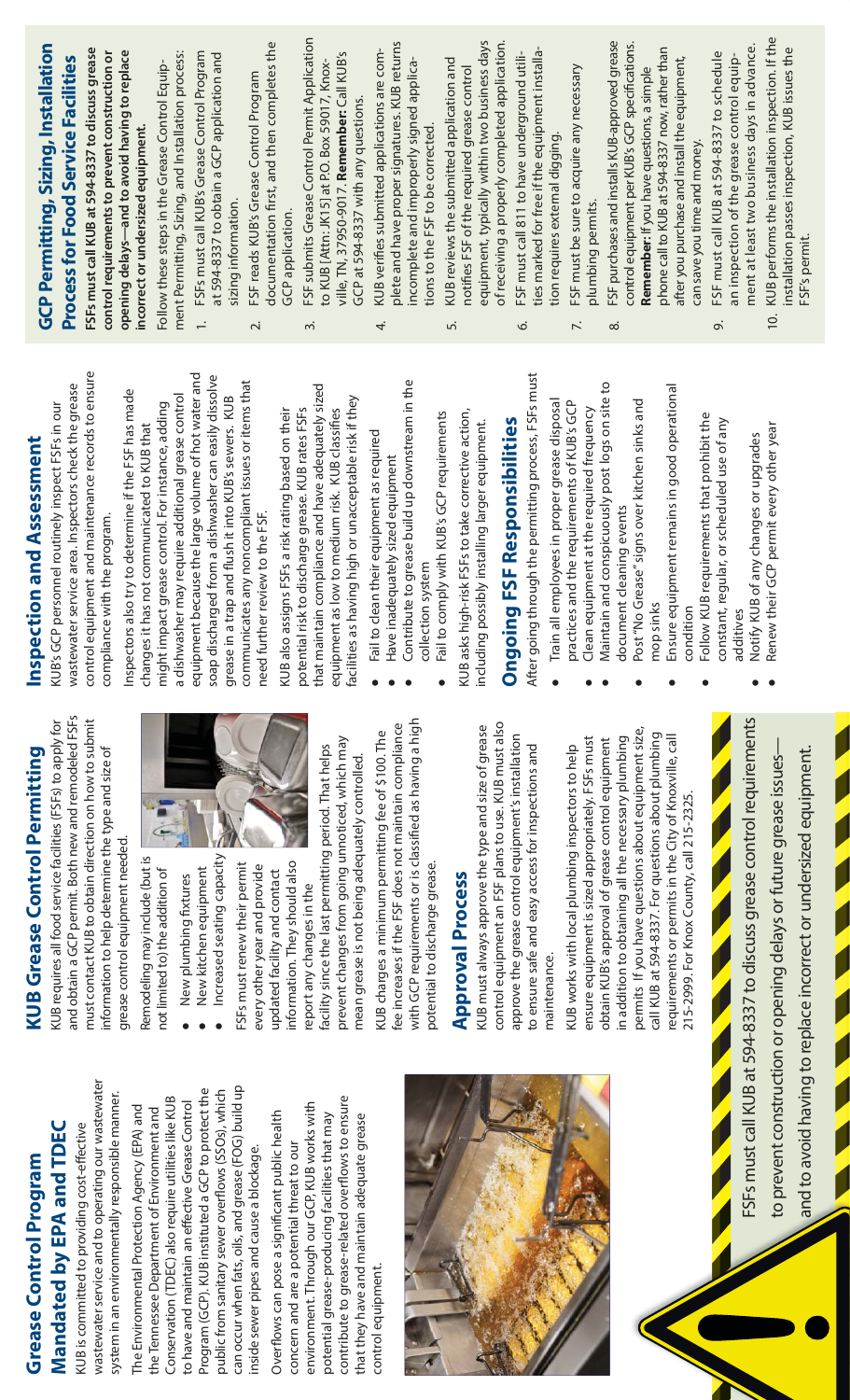## Grease Control Program Mandated by EPA and TDEC

KUB is committed to providing cost-effective wastewater service and to operating our wastewater system in an environmentally responsible manner.

The Environmental Protection Agency (EPA) and the Tennessee Department of Environment and Conservation (TDEC) also require utilities like KUB to have and maintain an effective Grease Control Program (GCP). KUB instituted a GCP to protect the public from sanitary sewer overflows (SSOs), which can occur when fats, oils, and grease (FOG) build up inside sewer pipes and cause a blockage.

Overflows can pose a significant public health concern and are a potential threat to our environment. Through our GCP, KUB works with potential grease-producing facilities that may contribute to grease-related overflows to ensure that they have and maintain adequate grease control equipment.

## KUB Grease Control Permitting

KUB requires all food service facilities (FSFs) to apply for and obtain a GCP permit. Both new and remodeled FSFs must contact KUB to obtain direction on how to submit information to help determine the type and size of grease control equipment needed.

Remodeling may include (but is not limited to) the addition of:

- New plumbing fixtures
- New kitchen equipment
- Increased seating capacity

FSFs must renew their permit every other year and provide updated facility and contact information. They should also report any changes in the facility since the last permitting period. That helps prevent changes from going unnoticed, which may mean grease is not being adequately controlled.

KUB charges a minimum permitting fee of $100. The fee increases if the FSF does not maintain compliance with GCP requirements or is classified as having a high potential to discharge grease.

## Approval Process

KUB must always approve the type and size of grease control equipment an FSF plans to use. KUB must also approve the grease control equipment's installation to ensure safe and easy access for inspections and maintenance.

KUB works with local plumbing inspectors to help ensure equipment is sized appropriately. FSFs must obtain KUB's approval of grease control equipment in addition to obtaining all the necessary plumbing permits. If you have questions about equipment size, call KUB at 594-8337. For questions about plumbing requirements or permits in the City of Knoxville, call 215-2999. For Knox County, call 215-2325.

FSFs must call KUB at 594-8337 to discuss grease control requirements to prevent construction or opening delays or future grease issues—and to avoid having to replace incorrect or undersized equipment.

## Inspection and Assessment

KUB's GCP personnel routinely inspect FSFs in our wastewater service area. Inspectors check the grease control equipment and maintenance records to ensure compliance with the program.

Inspectors also try to determine if the FSF has made changes it has not communicated to KUB that might impact grease control. For instance, adding a dishwasher may require additional grease control equipment because the large volume of hot water and soap discharged from a dishwasher can easily dissolve grease in a trap and flush it into KUB's sewers. KUB communicates any noncompliant issues or items that need further review to the FSF.

KUB also assigns FSFs a risk rating based on their potential risk to discharge grease. KUB rates FSFs that maintain compliance and have adequately sized equipment as low to medium risk. KUB classifies facilities as having high or unacceptable risk if they

- Fail to clean their equipment as required
- Have inadequately sized equipment
- Contribute to grease build up downstream in the collection system
- Fail to comply with KUB's GCP requirements

KUB asks high-risk FSFs to take corrective action, including possibly installing larger equipment.

## Ongoing FSF Responsibilities

After going through the permitting process, FSFs must

- Train all employees in proper grease disposal practices and the requirements of KUB's GCP
- Clean equipment at the required frequency
- Maintain and conspicuously post logs on site to document cleaning events
- Post "No Grease" signs over kitchen sinks and mop sinks
- Ensure equipment remains in good operational condition
- Follow KUB requirements that prohibit the constant, regular, or scheduled use of any additives
- Notify KUB of any changes or upgrades
- Renew their GCP permit every other year

## GCP Permitting, Sizing, Installation Process for Food Service Facilities

**FSFs must call KUB at 594-8337 to discuss grease control requirements to prevent construction or opening delays—and to avoid having to replace incorrect or undersized equipment.**

Follow these steps in the Grease Control Equipment Permitting, Sizing, and Installation process:

1. FSFs must call KUB's Grease Control Program at 594-8337 to obtain a GCP application and sizing information.
2. FSF reads KUB's Grease Control Program documentation first, and then completes the GCP application.
3. FSF submits Grease Control Permit Application to KUB [Attn.: JK15] at P.O. Box 59017, Knoxville, TN, 37950-9017. **Remember:** Call KUB's GCP at 594-8337 with any questions.
4. KUB verifies submitted applications are complete and have proper signatures. KUB returns incomplete and improperly signed applications to the FSF to be corrected.
5. KUB reviews the submitted application and notifies FSF of the required grease control equipment, typically within two business days of receiving a properly completed application.
6. FSF must call 811 to have underground utilities marked for free if the equipment installation requires external digging.
7. FSF must be sure to acquire any necessary plumbing permits.
8. FSF purchases and installs KUB-approved grease control equipment per KUB's GCP specifications. **Remember:** If you have questions, a simple phone call to KUB at 594-8337 now, rather than after you purchase and install the equipment, can save you time and money.
9. FSF must call KUB at 594-8337 to schedule an inspection of the grease control equipment at least two business days in advance.
10. KUB performs the installation inspection. If the installation passes inspection, KUB issues the FSF's permit.